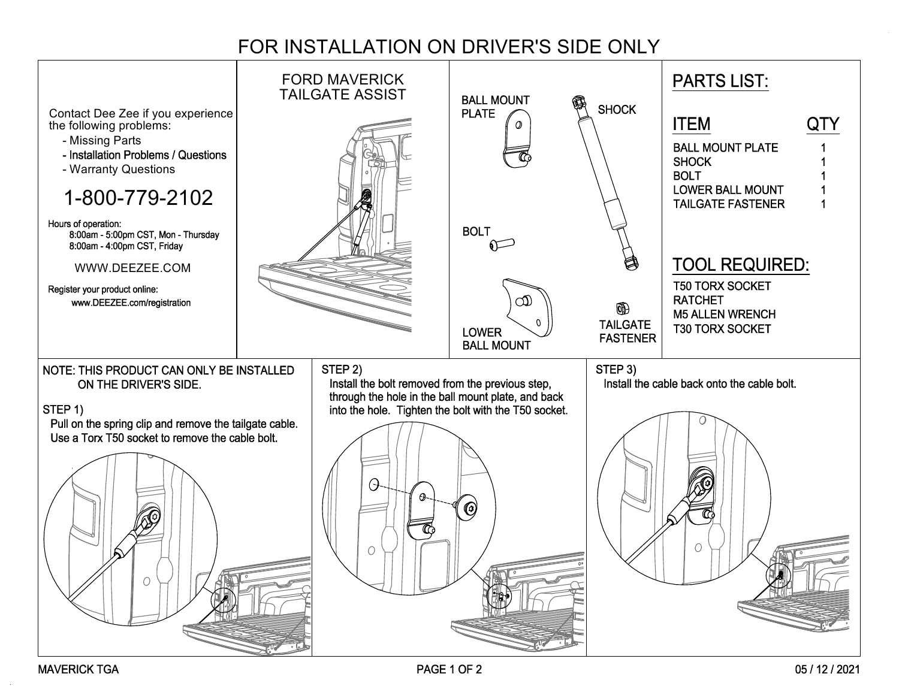# FOR INSTALLATION ON DRIVER'S SIDE ONLY

Contact Dee Zee if you experience the following problems:

- Missing Parts
- Installation Problems / Questions
- Warranty Questions

## 1-800-779-2102

Hours of operation:
8:00am - 5:00pm CST, Mon - Thursday
8:00am - 4:00pm CST, Friday

WWW.DEEZEE.COM

Register your product online:
www.DEEZEE.com/registration

## FORD MAVERICK TAILGATE ASSIST

BALL MOUNT PLATE

SHOCK

BOLT

LOWER BALL MOUNT

TAILGATE FASTENER

## PARTS LIST:

| ITEM | QTY |
| --- | --- |
| BALL MOUNT PLATE | 1 |
| SHOCK | 1 |
| BOLT | 1 |
| LOWER BALL MOUNT | 1 |
| TAILGATE FASTENER | 1 |

## TOOL REQUIRED:

- T50 TORX SOCKET
- RATCHET
- M5 ALLEN WRENCH
- T30 TORX SOCKET

NOTE: THIS PRODUCT CAN ONLY BE INSTALLED ON THE DRIVER'S SIDE.

### STEP 1)

Pull on the spring clip and remove the tailgate cable. Use a Torx T50 socket to remove the cable bolt.

### STEP 2)

Install the bolt removed from the previous step, through the hole in the ball mount plate, and back into the hole. Tighten the bolt with the T50 socket.

### STEP 3)

Install the cable back onto the cable bolt.

MAVERICK TGA

05 / 12 / 2021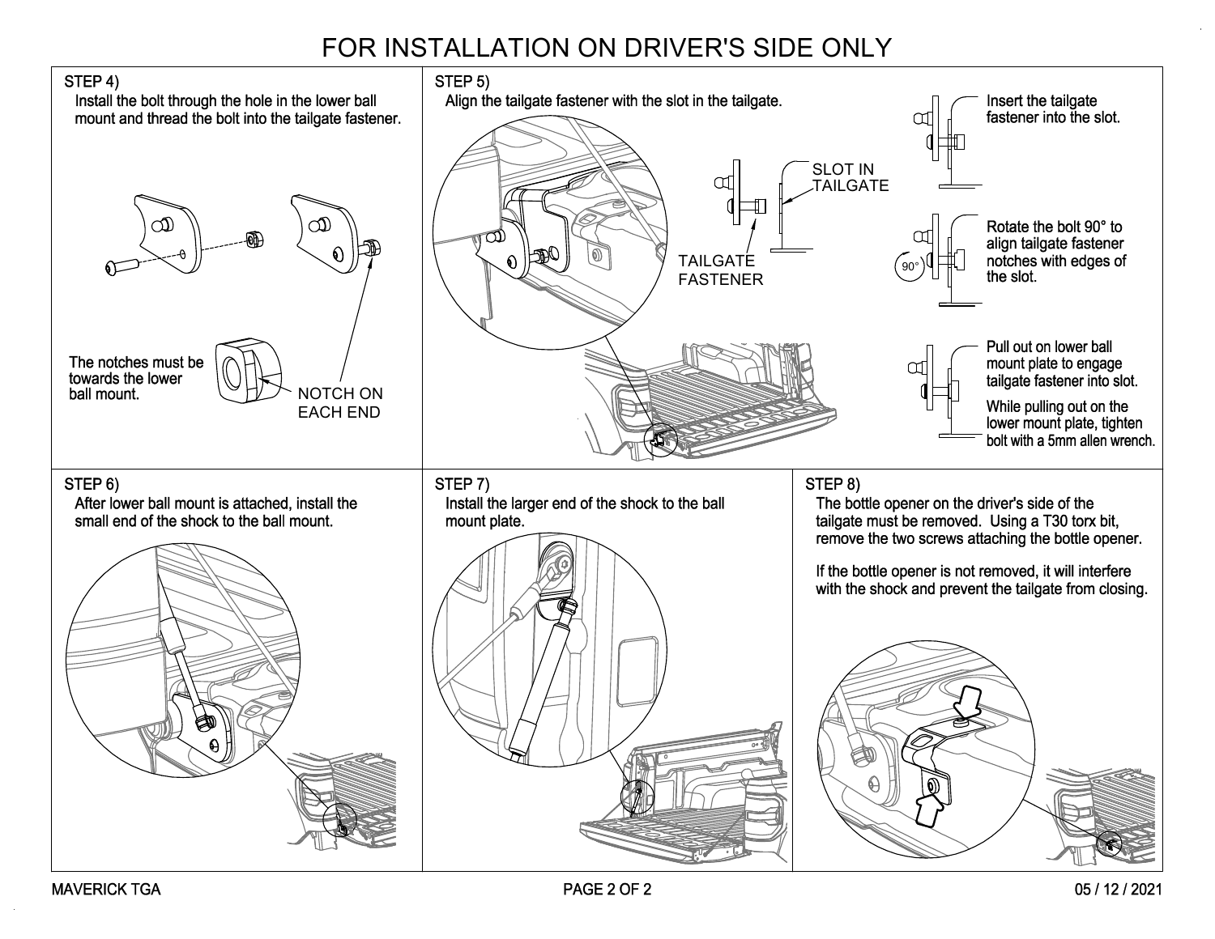# FOR INSTALLATION ON DRIVER'S SIDE ONLY

## STEP 4)

Install the bolt through the hole in the lower ball mount and thread the bolt into the tailgate fastener.

The notches must be towards the lower ball mount.

NOTCH ON EACH END

## STEP 5)

Align the tailgate fastener with the slot in the tailgate.

SLOT IN TAILGATE

TAILGATE FASTENER

Insert the tailgate fastener into the slot.

Rotate the bolt 90° to align tailgate fastener notches with edges of the slot.

Pull out on lower ball mount plate to engage tailgate fastener into slot.

While pulling out on the lower mount plate, tighten bolt with a 5mm allen wrench.

## STEP 6)

After lower ball mount is attached, install the small end of the shock to the ball mount.

## STEP 7)

Install the larger end of the shock to the ball mount plate.

## STEP 8)

The bottle opener on the driver's side of the tailgate must be removed. Using a T30 torx bit, remove the two screws attaching the bottle opener.

If the bottle opener is not removed, it will interfere with the shock and prevent the tailgate from closing.

MAVERICK TGA

05 / 12 / 2021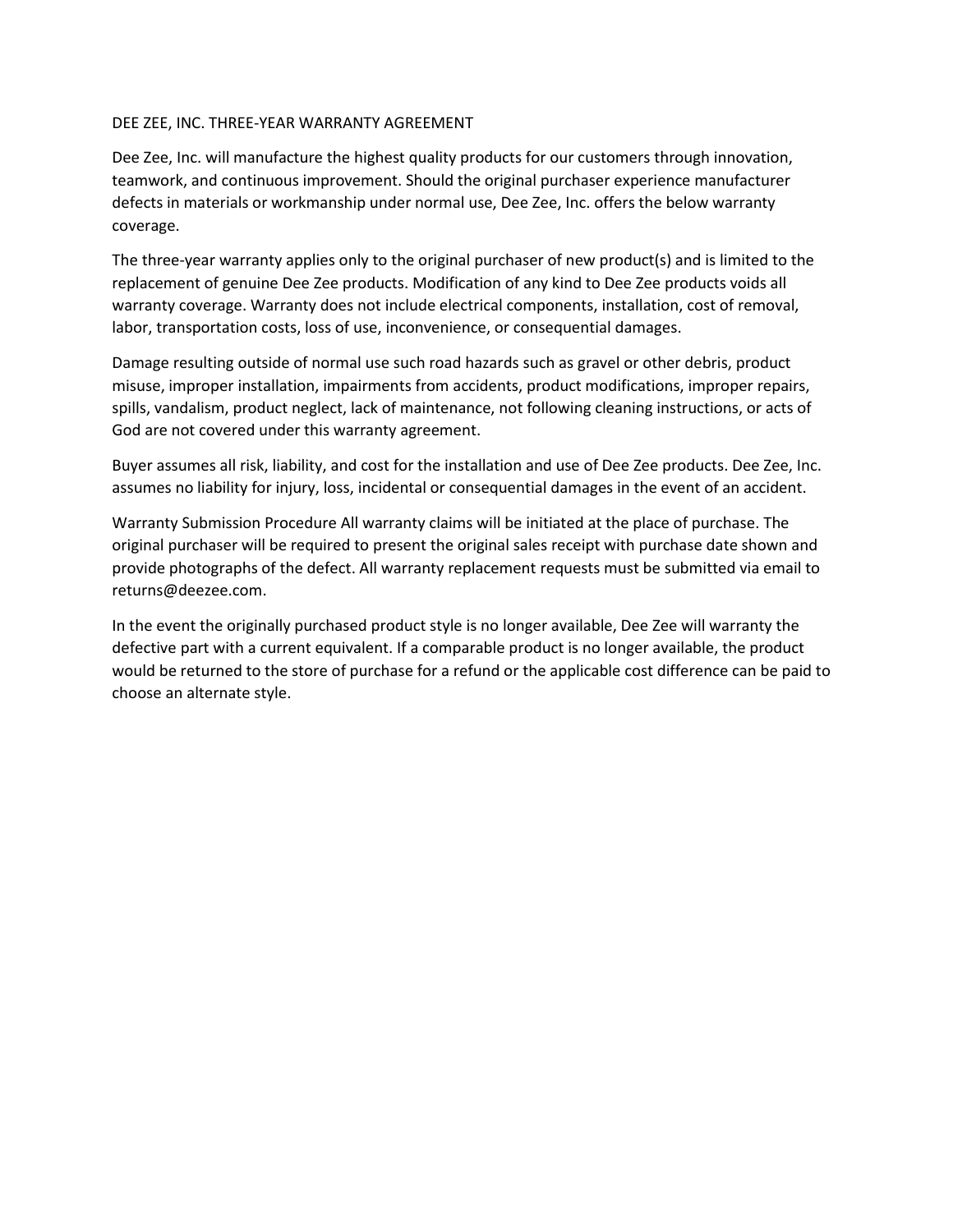# DEE ZEE, INC. THREE-YEAR WARRANTY AGREEMENT

Dee Zee, Inc. will manufacture the highest quality products for our customers through innovation, teamwork, and continuous improvement. Should the original purchaser experience manufacturer defects in materials or workmanship under normal use, Dee Zee, Inc. offers the below warranty coverage.

The three-year warranty applies only to the original purchaser of new product(s) and is limited to the replacement of genuine Dee Zee products. Modification of any kind to Dee Zee products voids all warranty coverage. Warranty does not include electrical components, installation, cost of removal, labor, transportation costs, loss of use, inconvenience, or consequential damages.

Damage resulting outside of normal use such road hazards such as gravel or other debris, product misuse, improper installation, impairments from accidents, product modifications, improper repairs, spills, vandalism, product neglect, lack of maintenance, not following cleaning instructions, or acts of God are not covered under this warranty agreement.

Buyer assumes all risk, liability, and cost for the installation and use of Dee Zee products. Dee Zee, Inc. assumes no liability for injury, loss, incidental or consequential damages in the event of an accident.

Warranty Submission Procedure All warranty claims will be initiated at the place of purchase. The original purchaser will be required to present the original sales receipt with purchase date shown and provide photographs of the defect. All warranty replacement requests must be submitted via email to returns@deezee.com.

In the event the originally purchased product style is no longer available, Dee Zee will warranty the defective part with a current equivalent. If a comparable product is no longer available, the product would be returned to the store of purchase for a refund or the applicable cost difference can be paid to choose an alternate style.